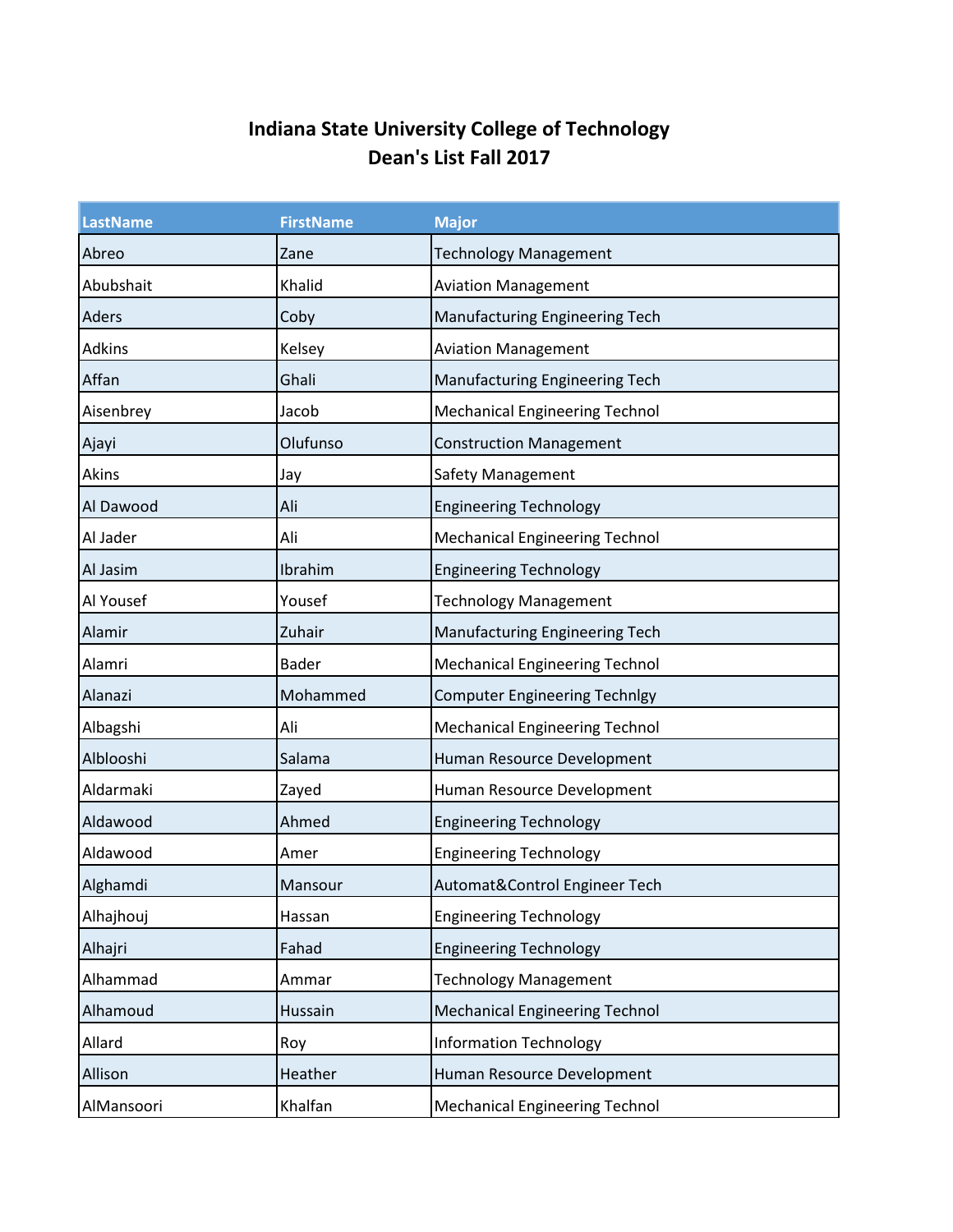# Indiana State University College of Technology
## Dean's List Fall 2017

| LastName | FirstName | Major |
|---|---|---|
| Abreo | Zane | Technology Management |
| Abubshait | Khalid | Aviation Management |
| Aders | Coby | Manufacturing Engineering Tech |
| Adkins | Kelsey | Aviation Management |
| Affan | Ghali | Manufacturing Engineering Tech |
| Aisenbrey | Jacob | Mechanical Engineering Technol |
| Ajayi | Olufunso | Construction Management |
| Akins | Jay | Safety Management |
| Al Dawood | Ali | Engineering Technology |
| Al Jader | Ali | Mechanical Engineering Technol |
| Al Jasim | Ibrahim | Engineering Technology |
| Al Yousef | Yousef | Technology Management |
| Alamir | Zuhair | Manufacturing Engineering Tech |
| Alamri | Bader | Mechanical Engineering Technol |
| Alanazi | Mohammed | Computer Engineering Technlgy |
| Albagshi | Ali | Mechanical Engineering Technol |
| Alblooshi | Salama | Human Resource Development |
| Aldarmaki | Zayed | Human Resource Development |
| Aldawood | Ahmed | Engineering Technology |
| Aldawood | Amer | Engineering Technology |
| Alghamdi | Mansour | Automat&Control Engineer Tech |
| Alhajhouj | Hassan | Engineering Technology |
| Alhajri | Fahad | Engineering Technology |
| Alhammad | Ammar | Technology Management |
| Alhamoud | Hussain | Mechanical Engineering Technol |
| Allard | Roy | Information Technology |
| Allison | Heather | Human Resource Development |
| AlMansoori | Khalfan | Mechanical Engineering Technol |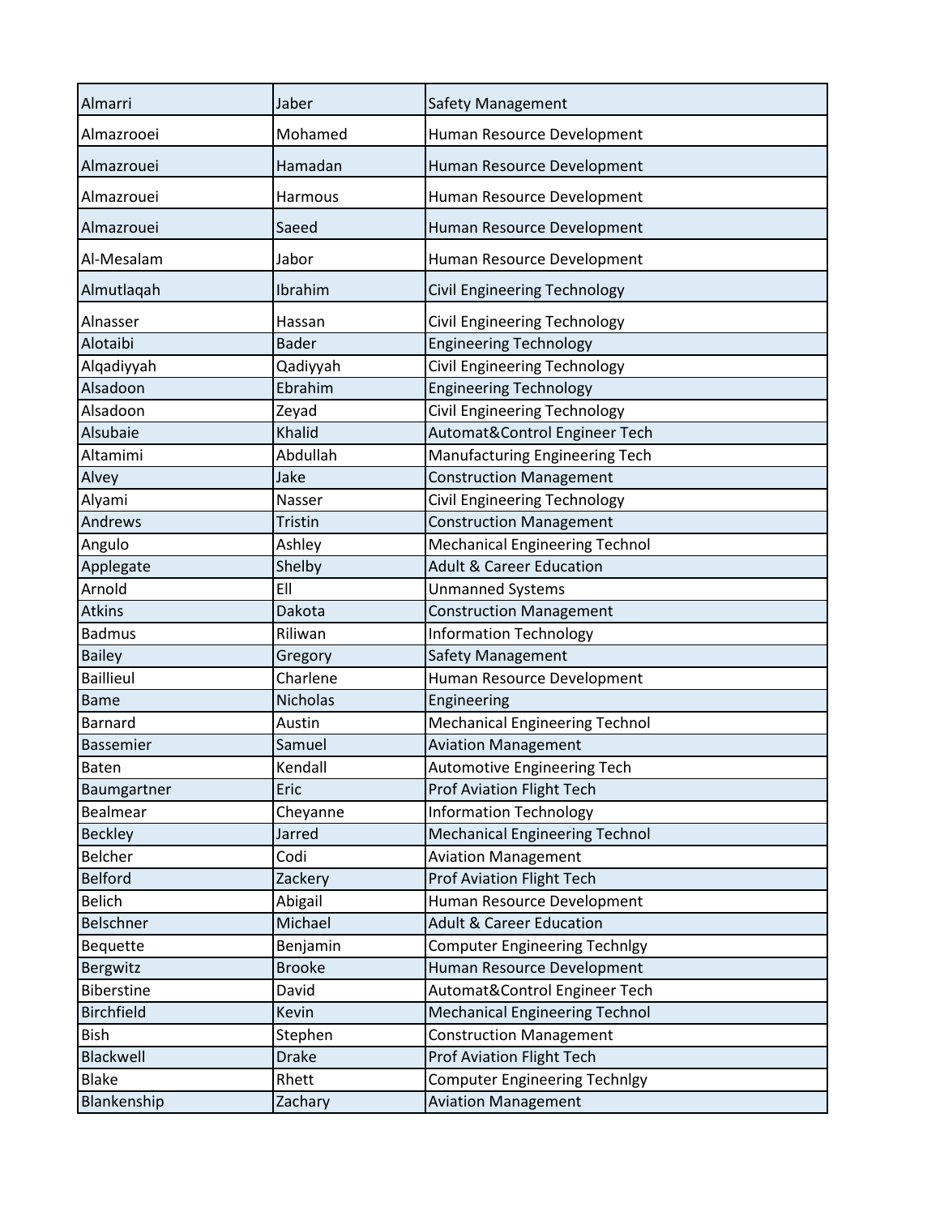| Almarri | Jaber | Safety Management |
|---|---|---|
| Almazrooei | Mohamed | Human Resource Development |
| Almazrouei | Hamadan | Human Resource Development |
| Almazrouei | Harmous | Human Resource Development |
| Almazrouei | Saeed | Human Resource Development |
| Al-Mesalam | Jabor | Human Resource Development |
| Almutlaqah | Ibrahim | Civil Engineering Technology |
| Alnasser | Hassan | Civil Engineering Technology |
| Alotaibi | Bader | Engineering Technology |
| Alqadiyyah | Qadiyyah | Civil Engineering Technology |
| Alsadoon | Ebrahim | Engineering Technology |
| Alsadoon | Zeyad | Civil Engineering Technology |
| Alsubaie | Khalid | Automat&Control Engineer Tech |
| Altamimi | Abdullah | Manufacturing Engineering Tech |
| Alvey | Jake | Construction Management |
| Alyami | Nasser | Civil Engineering Technology |
| Andrews | Tristin | Construction Management |
| Angulo | Ashley | Mechanical Engineering Technol |
| Applegate | Shelby | Adult & Career Education |
| Arnold | Ell | Unmanned Systems |
| Atkins | Dakota | Construction Management |
| Badmus | Riliwan | Information Technology |
| Bailey | Gregory | Safety Management |
| Baillieul | Charlene | Human Resource Development |
| Bame | Nicholas | Engineering |
| Barnard | Austin | Mechanical Engineering Technol |
| Bassemier | Samuel | Aviation Management |
| Baten | Kendall | Automotive Engineering Tech |
| Baumgartner | Eric | Prof Aviation Flight Tech |
| Bealmear | Cheyanne | Information Technology |
| Beckley | Jarred | Mechanical Engineering Technol |
| Belcher | Codi | Aviation Management |
| Belford | Zackery | Prof Aviation Flight Tech |
| Belich | Abigail | Human Resource Development |
| Belschner | Michael | Adult & Career Education |
| Bequette | Benjamin | Computer Engineering Technlgy |
| Bergwitz | Brooke | Human Resource Development |
| Biberstine | David | Automat&Control Engineer Tech |
| Birchfield | Kevin | Mechanical Engineering Technol |
| Bish | Stephen | Construction Management |
| Blackwell | Drake | Prof Aviation Flight Tech |
| Blake | Rhett | Computer Engineering Technlgy |
| Blankenship | Zachary | Aviation Management |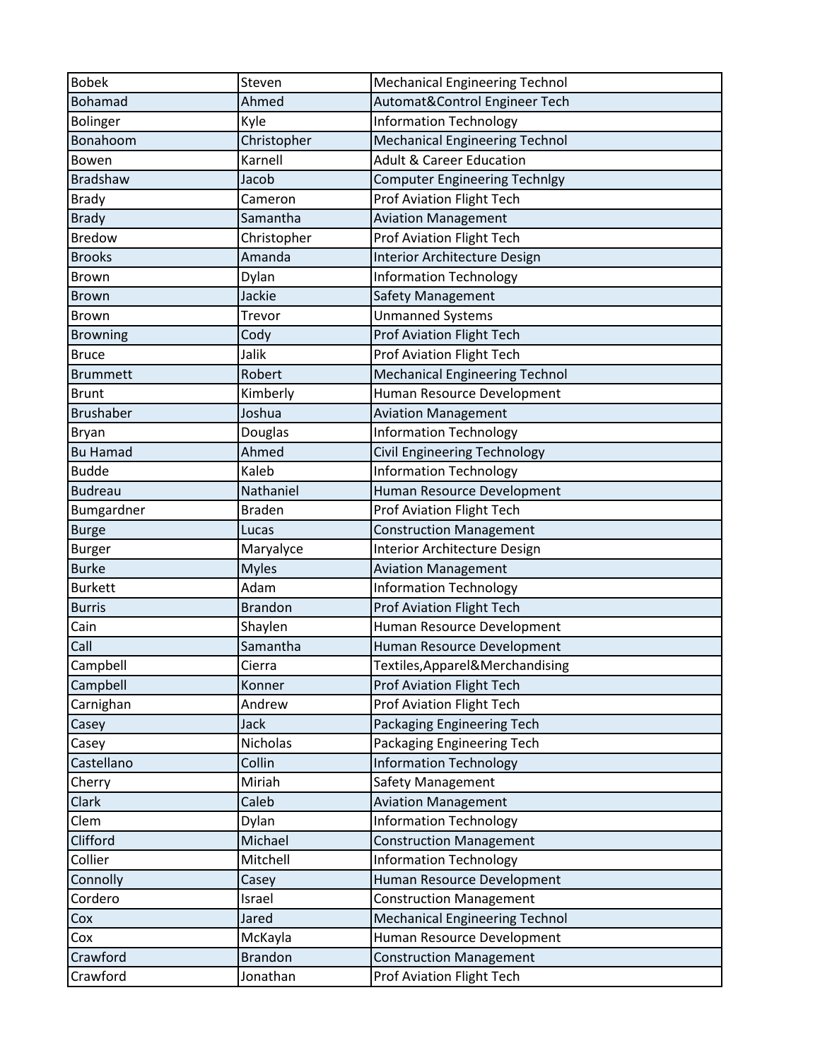| | | |
|---|---|---|
| Bobek | Steven | Mechanical Engineering Technol |
| Bohamad | Ahmed | Automat&Control Engineer Tech |
| Bolinger | Kyle | Information Technology |
| Bonahoom | Christopher | Mechanical Engineering Technol |
| Bowen | Karnell | Adult & Career Education |
| Bradshaw | Jacob | Computer Engineering Technlgy |
| Brady | Cameron | Prof Aviation Flight Tech |
| Brady | Samantha | Aviation Management |
| Bredow | Christopher | Prof Aviation Flight Tech |
| Brooks | Amanda | Interior Architecture Design |
| Brown | Dylan | Information Technology |
| Brown | Jackie | Safety Management |
| Brown | Trevor | Unmanned Systems |
| Browning | Cody | Prof Aviation Flight Tech |
| Bruce | Jalik | Prof Aviation Flight Tech |
| Brummett | Robert | Mechanical Engineering Technol |
| Brunt | Kimberly | Human Resource Development |
| Brushaber | Joshua | Aviation Management |
| Bryan | Douglas | Information Technology |
| Bu Hamad | Ahmed | Civil Engineering Technology |
| Budde | Kaleb | Information Technology |
| Budreau | Nathaniel | Human Resource Development |
| Bumgardner | Braden | Prof Aviation Flight Tech |
| Burge | Lucas | Construction Management |
| Burger | Maryalyce | Interior Architecture Design |
| Burke | Myles | Aviation Management |
| Burkett | Adam | Information Technology |
| Burris | Brandon | Prof Aviation Flight Tech |
| Cain | Shaylen | Human Resource Development |
| Call | Samantha | Human Resource Development |
| Campbell | Cierra | Textiles,Apparel&Merchandising |
| Campbell | Konner | Prof Aviation Flight Tech |
| Carnighan | Andrew | Prof Aviation Flight Tech |
| Casey | Jack | Packaging Engineering Tech |
| Casey | Nicholas | Packaging Engineering Tech |
| Castellano | Collin | Information Technology |
| Cherry | Miriah | Safety Management |
| Clark | Caleb | Aviation Management |
| Clem | Dylan | Information Technology |
| Clifford | Michael | Construction Management |
| Collier | Mitchell | Information Technology |
| Connolly | Casey | Human Resource Development |
| Cordero | Israel | Construction Management |
| Cox | Jared | Mechanical Engineering Technol |
| Cox | McKayla | Human Resource Development |
| Crawford | Brandon | Construction Management |
| Crawford | Jonathan | Prof Aviation Flight Tech |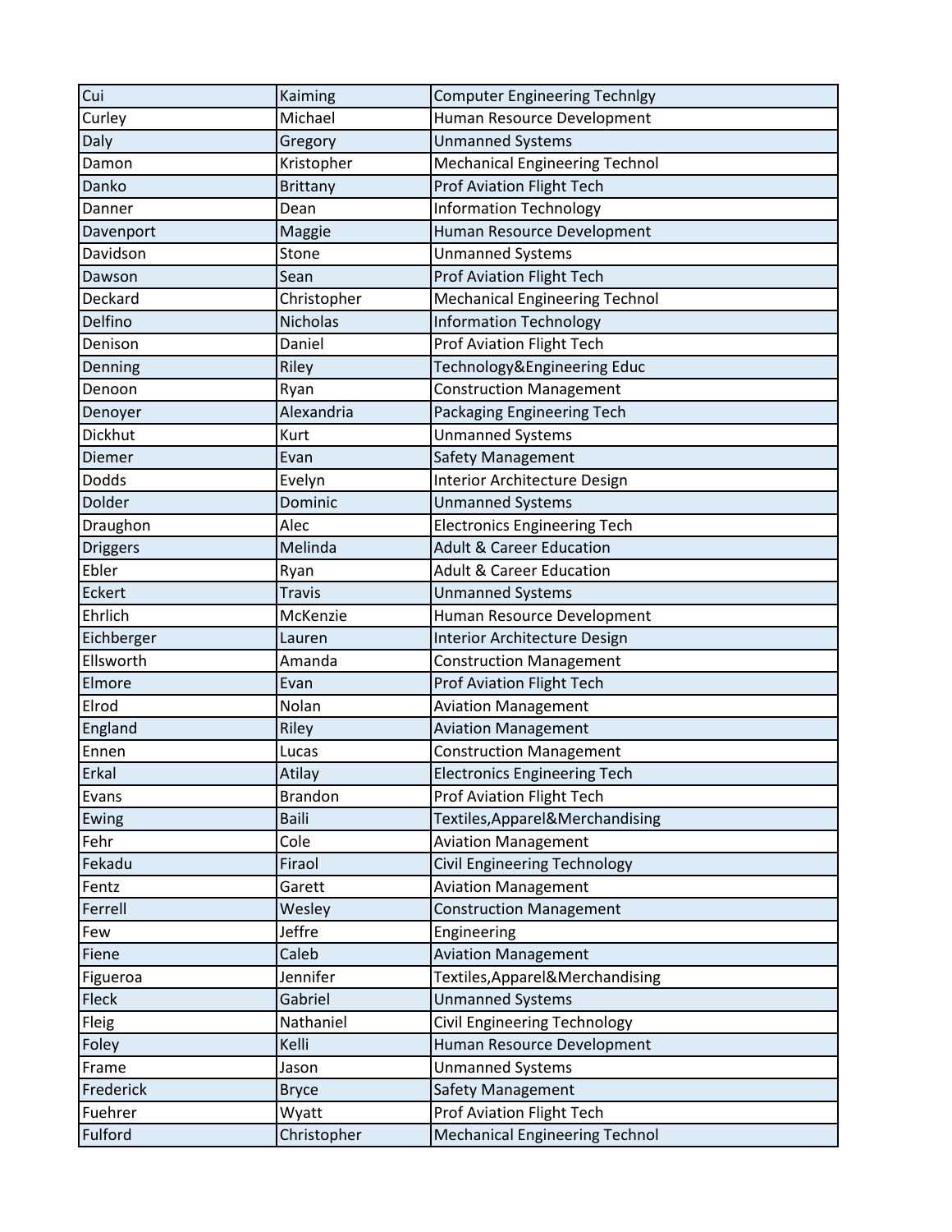| Cui | Kaiming | Computer Engineering Technlgy |
|---|---|---|
| Curley | Michael | Human Resource Development |
| Daly | Gregory | Unmanned Systems |
| Damon | Kristopher | Mechanical Engineering Technol |
| Danko | Brittany | Prof Aviation Flight Tech |
| Danner | Dean | Information Technology |
| Davenport | Maggie | Human Resource Development |
| Davidson | Stone | Unmanned Systems |
| Dawson | Sean | Prof Aviation Flight Tech |
| Deckard | Christopher | Mechanical Engineering Technol |
| Delfino | Nicholas | Information Technology |
| Denison | Daniel | Prof Aviation Flight Tech |
| Denning | Riley | Technology&Engineering Educ |
| Denoon | Ryan | Construction Management |
| Denoyer | Alexandria | Packaging Engineering Tech |
| Dickhut | Kurt | Unmanned Systems |
| Diemer | Evan | Safety Management |
| Dodds | Evelyn | Interior Architecture Design |
| Dolder | Dominic | Unmanned Systems |
| Draughon | Alec | Electronics Engineering Tech |
| Driggers | Melinda | Adult & Career Education |
| Ebler | Ryan | Adult & Career Education |
| Eckert | Travis | Unmanned Systems |
| Ehrlich | McKenzie | Human Resource Development |
| Eichberger | Lauren | Interior Architecture Design |
| Ellsworth | Amanda | Construction Management |
| Elmore | Evan | Prof Aviation Flight Tech |
| Elrod | Nolan | Aviation Management |
| England | Riley | Aviation Management |
| Ennen | Lucas | Construction Management |
| Erkal | Atilay | Electronics Engineering Tech |
| Evans | Brandon | Prof Aviation Flight Tech |
| Ewing | Baili | Textiles,Apparel&Merchandising |
| Fehr | Cole | Aviation Management |
| Fekadu | Firaol | Civil Engineering Technology |
| Fentz | Garett | Aviation Management |
| Ferrell | Wesley | Construction Management |
| Few | Jeffre | Engineering |
| Fiene | Caleb | Aviation Management |
| Figueroa | Jennifer | Textiles,Apparel&Merchandising |
| Fleck | Gabriel | Unmanned Systems |
| Fleig | Nathaniel | Civil Engineering Technology |
| Foley | Kelli | Human Resource Development |
| Frame | Jason | Unmanned Systems |
| Frederick | Bryce | Safety Management |
| Fuehrer | Wyatt | Prof Aviation Flight Tech |
| Fulford | Christopher | Mechanical Engineering Technol |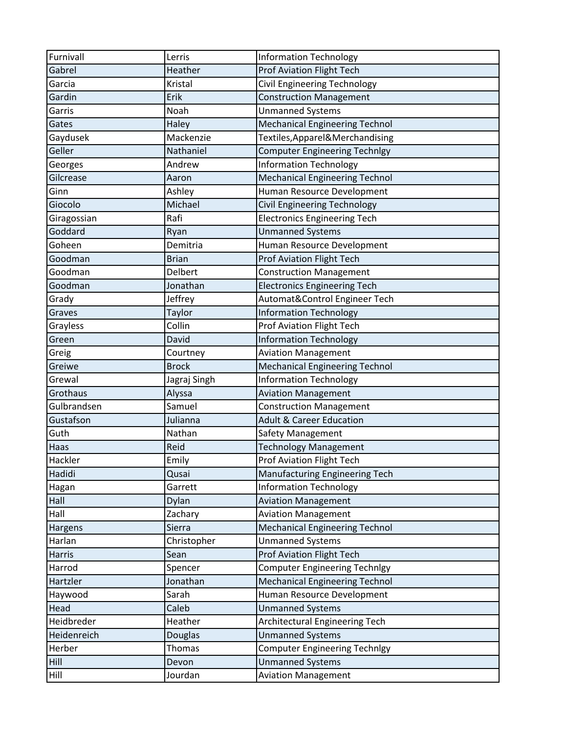| Furnivall | Lerris | Information Technology |
|---|---|---|
| Gabrel | Heather | Prof Aviation Flight Tech |
| Garcia | Kristal | Civil Engineering Technology |
| Gardin | Erik | Construction Management |
| Garris | Noah | Unmanned Systems |
| Gates | Haley | Mechanical Engineering Technol |
| Gaydusek | Mackenzie | Textiles,Apparel&Merchandising |
| Geller | Nathaniel | Computer Engineering Technlgy |
| Georges | Andrew | Information Technology |
| Gilcrease | Aaron | Mechanical Engineering Technol |
| Ginn | Ashley | Human Resource Development |
| Giocolo | Michael | Civil Engineering Technology |
| Giragossian | Rafi | Electronics Engineering Tech |
| Goddard | Ryan | Unmanned Systems |
| Goheen | Demitria | Human Resource Development |
| Goodman | Brian | Prof Aviation Flight Tech |
| Goodman | Delbert | Construction Management |
| Goodman | Jonathan | Electronics Engineering Tech |
| Grady | Jeffrey | Automat&Control Engineer Tech |
| Graves | Taylor | Information Technology |
| Grayless | Collin | Prof Aviation Flight Tech |
| Green | David | Information Technology |
| Greig | Courtney | Aviation Management |
| Greiwe | Brock | Mechanical Engineering Technol |
| Grewal | Jagraj Singh | Information Technology |
| Grothaus | Alyssa | Aviation Management |
| Gulbrandsen | Samuel | Construction Management |
| Gustafson | Julianna | Adult & Career Education |
| Guth | Nathan | Safety Management |
| Haas | Reid | Technology Management |
| Hackler | Emily | Prof Aviation Flight Tech |
| Hadidi | Qusai | Manufacturing Engineering Tech |
| Hagan | Garrett | Information Technology |
| Hall | Dylan | Aviation Management |
| Hall | Zachary | Aviation Management |
| Hargens | Sierra | Mechanical Engineering Technol |
| Harlan | Christopher | Unmanned Systems |
| Harris | Sean | Prof Aviation Flight Tech |
| Harrod | Spencer | Computer Engineering Technlgy |
| Hartzler | Jonathan | Mechanical Engineering Technol |
| Haywood | Sarah | Human Resource Development |
| Head | Caleb | Unmanned Systems |
| Heidbreder | Heather | Architectural Engineering Tech |
| Heidenreich | Douglas | Unmanned Systems |
| Herber | Thomas | Computer Engineering Technlgy |
| Hill | Devon | Unmanned Systems |
| Hill | Jourdan | Aviation Management |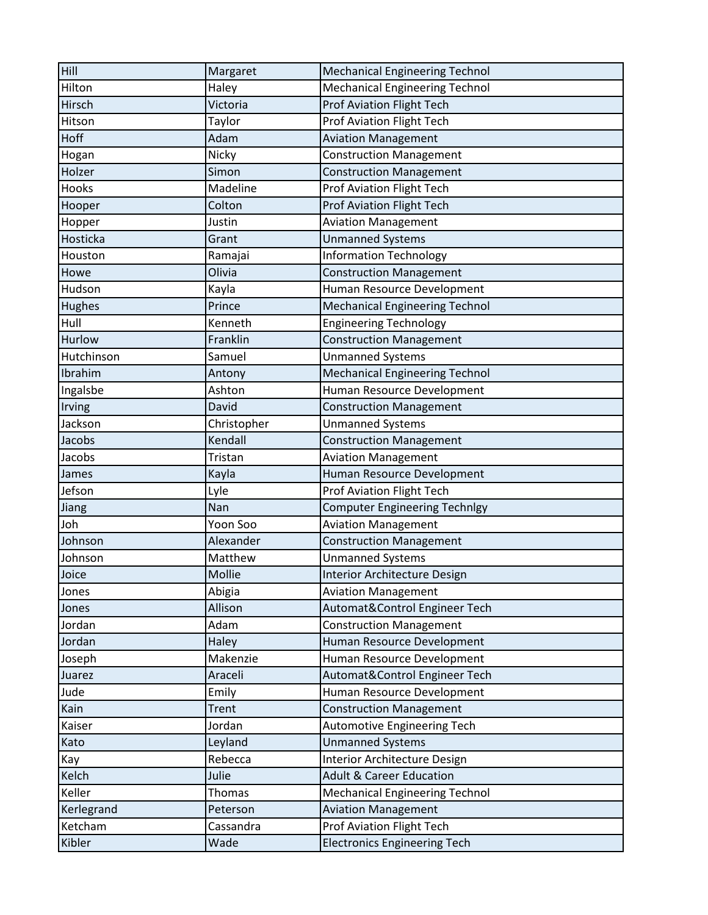| Hill | Margaret | Mechanical Engineering Technol |
|---|---|---|
| Hilton | Haley | Mechanical Engineering Technol |
| Hirsch | Victoria | Prof Aviation Flight Tech |
| Hitson | Taylor | Prof Aviation Flight Tech |
| Hoff | Adam | Aviation Management |
| Hogan | Nicky | Construction Management |
| Holzer | Simon | Construction Management |
| Hooks | Madeline | Prof Aviation Flight Tech |
| Hooper | Colton | Prof Aviation Flight Tech |
| Hopper | Justin | Aviation Management |
| Hosticka | Grant | Unmanned Systems |
| Houston | Ramajai | Information Technology |
| Howe | Olivia | Construction Management |
| Hudson | Kayla | Human Resource Development |
| Hughes | Prince | Mechanical Engineering Technol |
| Hull | Kenneth | Engineering Technology |
| Hurlow | Franklin | Construction Management |
| Hutchinson | Samuel | Unmanned Systems |
| Ibrahim | Antony | Mechanical Engineering Technol |
| Ingalsbe | Ashton | Human Resource Development |
| Irving | David | Construction Management |
| Jackson | Christopher | Unmanned Systems |
| Jacobs | Kendall | Construction Management |
| Jacobs | Tristan | Aviation Management |
| James | Kayla | Human Resource Development |
| Jefson | Lyle | Prof Aviation Flight Tech |
| Jiang | Nan | Computer Engineering Technlgy |
| Joh | Yoon Soo | Aviation Management |
| Johnson | Alexander | Construction Management |
| Johnson | Matthew | Unmanned Systems |
| Joice | Mollie | Interior Architecture Design |
| Jones | Abigia | Aviation Management |
| Jones | Allison | Automat&Control Engineer Tech |
| Jordan | Adam | Construction Management |
| Jordan | Haley | Human Resource Development |
| Joseph | Makenzie | Human Resource Development |
| Juarez | Araceli | Automat&Control Engineer Tech |
| Jude | Emily | Human Resource Development |
| Kain | Trent | Construction Management |
| Kaiser | Jordan | Automotive Engineering Tech |
| Kato | Leyland | Unmanned Systems |
| Kay | Rebecca | Interior Architecture Design |
| Kelch | Julie | Adult & Career Education |
| Keller | Thomas | Mechanical Engineering Technol |
| Kerlegrand | Peterson | Aviation Management |
| Ketcham | Cassandra | Prof Aviation Flight Tech |
| Kibler | Wade | Electronics Engineering Tech |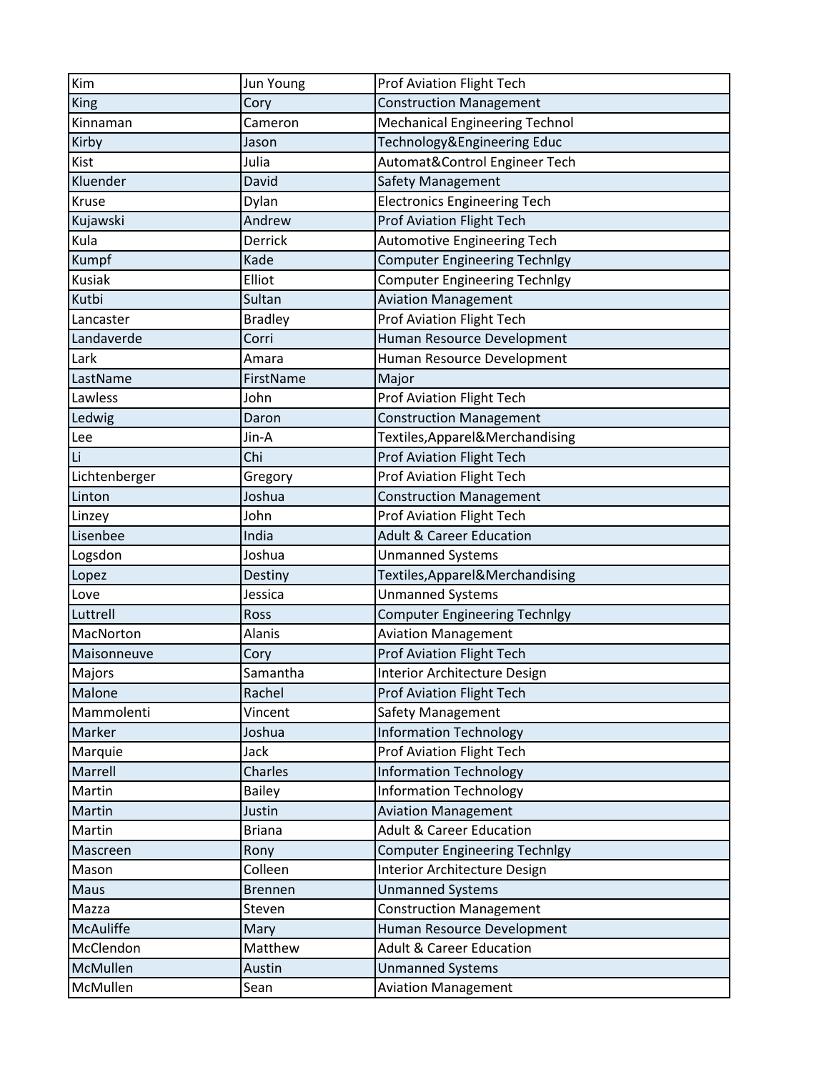| Kim | Jun Young | Prof Aviation Flight Tech |
|---|---|---|
| King | Cory | Construction Management |
| Kinnaman | Cameron | Mechanical Engineering Technol |
| Kirby | Jason | Technology&Engineering Educ |
| Kist | Julia | Automat&Control Engineer Tech |
| Kluender | David | Safety Management |
| Kruse | Dylan | Electronics Engineering Tech |
| Kujawski | Andrew | Prof Aviation Flight Tech |
| Kula | Derrick | Automotive Engineering Tech |
| Kumpf | Kade | Computer Engineering Technlgy |
| Kusiak | Elliot | Computer Engineering Technlgy |
| Kutbi | Sultan | Aviation Management |
| Lancaster | Bradley | Prof Aviation Flight Tech |
| Landaverde | Corri | Human Resource Development |
| Lark | Amara | Human Resource Development |
| LastName | FirstName | Major |
| Lawless | John | Prof Aviation Flight Tech |
| Ledwig | Daron | Construction Management |
| Lee | Jin-A | Textiles,Apparel&Merchandising |
| Li | Chi | Prof Aviation Flight Tech |
| Lichtenberger | Gregory | Prof Aviation Flight Tech |
| Linton | Joshua | Construction Management |
| Linzey | John | Prof Aviation Flight Tech |
| Lisenbee | India | Adult & Career Education |
| Logsdon | Joshua | Unmanned Systems |
| Lopez | Destiny | Textiles,Apparel&Merchandising |
| Love | Jessica | Unmanned Systems |
| Luttrell | Ross | Computer Engineering Technlgy |
| MacNorton | Alanis | Aviation Management |
| Maisonneuve | Cory | Prof Aviation Flight Tech |
| Majors | Samantha | Interior Architecture Design |
| Malone | Rachel | Prof Aviation Flight Tech |
| Mammolenti | Vincent | Safety Management |
| Marker | Joshua | Information Technology |
| Marquie | Jack | Prof Aviation Flight Tech |
| Marrell | Charles | Information Technology |
| Martin | Bailey | Information Technology |
| Martin | Justin | Aviation Management |
| Martin | Briana | Adult & Career Education |
| Mascreen | Rony | Computer Engineering Technlgy |
| Mason | Colleen | Interior Architecture Design |
| Maus | Brennen | Unmanned Systems |
| Mazza | Steven | Construction Management |
| McAuliffe | Mary | Human Resource Development |
| McClendon | Matthew | Adult & Career Education |
| McMullen | Austin | Unmanned Systems |
| McMullen | Sean | Aviation Management |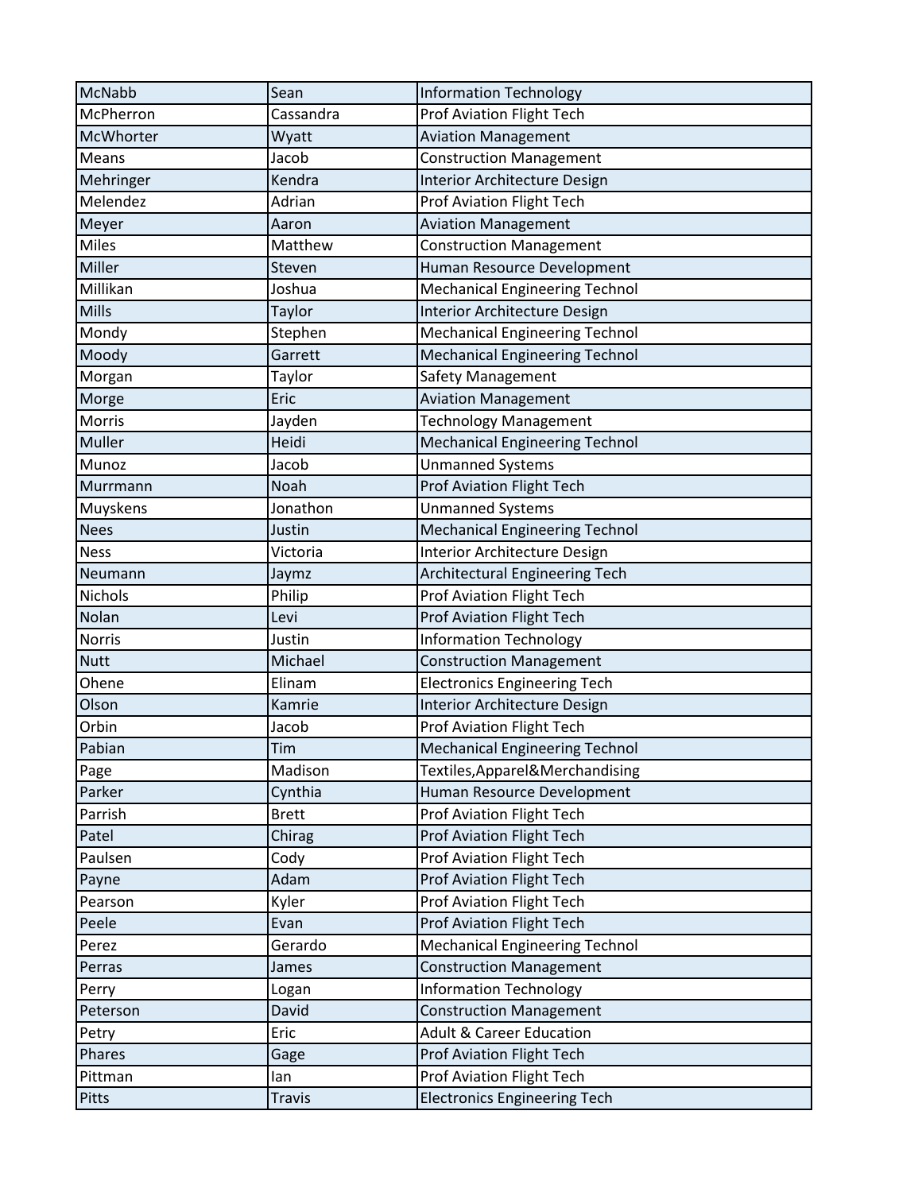| McNabb | Sean | Information Technology |
|---|---|---|
| McPherron | Cassandra | Prof Aviation Flight Tech |
| McWhorter | Wyatt | Aviation Management |
| Means | Jacob | Construction Management |
| Mehringer | Kendra | Interior Architecture Design |
| Melendez | Adrian | Prof Aviation Flight Tech |
| Meyer | Aaron | Aviation Management |
| Miles | Matthew | Construction Management |
| Miller | Steven | Human Resource Development |
| Millikan | Joshua | Mechanical Engineering Technol |
| Mills | Taylor | Interior Architecture Design |
| Mondy | Stephen | Mechanical Engineering Technol |
| Moody | Garrett | Mechanical Engineering Technol |
| Morgan | Taylor | Safety Management |
| Morge | Eric | Aviation Management |
| Morris | Jayden | Technology Management |
| Muller | Heidi | Mechanical Engineering Technol |
| Munoz | Jacob | Unmanned Systems |
| Murrmann | Noah | Prof Aviation Flight Tech |
| Muyskens | Jonathon | Unmanned Systems |
| Nees | Justin | Mechanical Engineering Technol |
| Ness | Victoria | Interior Architecture Design |
| Neumann | Jaymz | Architectural Engineering Tech |
| Nichols | Philip | Prof Aviation Flight Tech |
| Nolan | Levi | Prof Aviation Flight Tech |
| Norris | Justin | Information Technology |
| Nutt | Michael | Construction Management |
| Ohene | Elinam | Electronics Engineering Tech |
| Olson | Kamrie | Interior Architecture Design |
| Orbin | Jacob | Prof Aviation Flight Tech |
| Pabian | Tim | Mechanical Engineering Technol |
| Page | Madison | Textiles,Apparel&Merchandising |
| Parker | Cynthia | Human Resource Development |
| Parrish | Brett | Prof Aviation Flight Tech |
| Patel | Chirag | Prof Aviation Flight Tech |
| Paulsen | Cody | Prof Aviation Flight Tech |
| Payne | Adam | Prof Aviation Flight Tech |
| Pearson | Kyler | Prof Aviation Flight Tech |
| Peele | Evan | Prof Aviation Flight Tech |
| Perez | Gerardo | Mechanical Engineering Technol |
| Perras | James | Construction Management |
| Perry | Logan | Information Technology |
| Peterson | David | Construction Management |
| Petry | Eric | Adult & Career Education |
| Phares | Gage | Prof Aviation Flight Tech |
| Pittman | Ian | Prof Aviation Flight Tech |
| Pitts | Travis | Electronics Engineering Tech |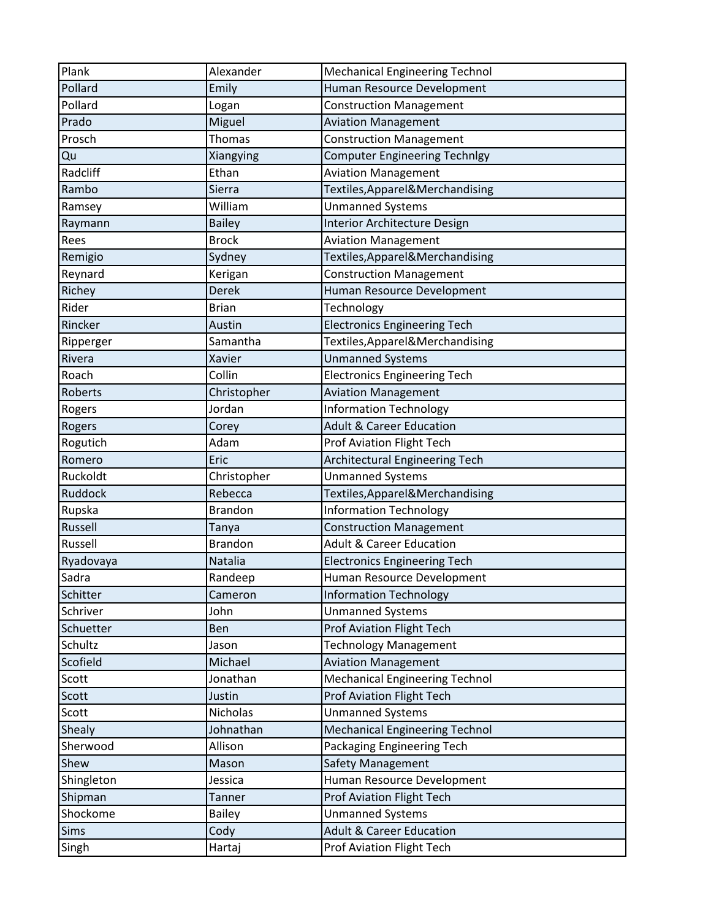| Plank | Alexander | Mechanical Engineering Technol |
|---|---|---|
| Pollard | Emily | Human Resource Development |
| Pollard | Logan | Construction Management |
| Prado | Miguel | Aviation Management |
| Prosch | Thomas | Construction Management |
| Qu | Xiangying | Computer Engineering Technlgy |
| Radcliff | Ethan | Aviation Management |
| Rambo | Sierra | Textiles,Apparel&Merchandising |
| Ramsey | William | Unmanned Systems |
| Raymann | Bailey | Interior Architecture Design |
| Rees | Brock | Aviation Management |
| Remigio | Sydney | Textiles,Apparel&Merchandising |
| Reynard | Kerigan | Construction Management |
| Richey | Derek | Human Resource Development |
| Rider | Brian | Technology |
| Rincker | Austin | Electronics Engineering Tech |
| Ripperger | Samantha | Textiles,Apparel&Merchandising |
| Rivera | Xavier | Unmanned Systems |
| Roach | Collin | Electronics Engineering Tech |
| Roberts | Christopher | Aviation Management |
| Rogers | Jordan | Information Technology |
| Rogers | Corey | Adult & Career Education |
| Rogutich | Adam | Prof Aviation Flight Tech |
| Romero | Eric | Architectural Engineering Tech |
| Ruckoldt | Christopher | Unmanned Systems |
| Ruddock | Rebecca | Textiles,Apparel&Merchandising |
| Rupska | Brandon | Information Technology |
| Russell | Tanya | Construction Management |
| Russell | Brandon | Adult & Career Education |
| Ryadovaya | Natalia | Electronics Engineering Tech |
| Sadra | Randeep | Human Resource Development |
| Schitter | Cameron | Information Technology |
| Schriver | John | Unmanned Systems |
| Schuetter | Ben | Prof Aviation Flight Tech |
| Schultz | Jason | Technology Management |
| Scofield | Michael | Aviation Management |
| Scott | Jonathan | Mechanical Engineering Technol |
| Scott | Justin | Prof Aviation Flight Tech |
| Scott | Nicholas | Unmanned Systems |
| Shealy | Johnathan | Mechanical Engineering Technol |
| Sherwood | Allison | Packaging Engineering Tech |
| Shew | Mason | Safety Management |
| Shingleton | Jessica | Human Resource Development |
| Shipman | Tanner | Prof Aviation Flight Tech |
| Shockome | Bailey | Unmanned Systems |
| Sims | Cody | Adult & Career Education |
| Singh | Hartaj | Prof Aviation Flight Tech |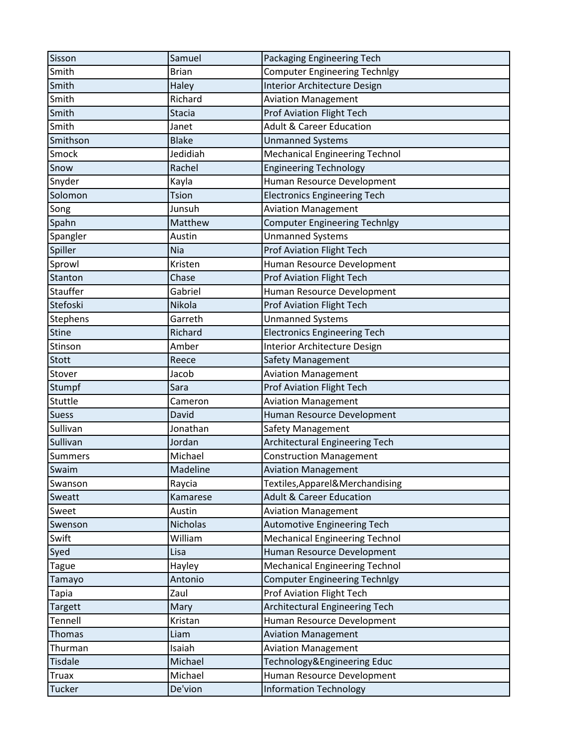| Sisson | Samuel | Packaging Engineering Tech |
|---|---|---|
| Smith | Brian | Computer Engineering Technlgy |
| Smith | Haley | Interior Architecture Design |
| Smith | Richard | Aviation Management |
| Smith | Stacia | Prof Aviation Flight Tech |
| Smith | Janet | Adult & Career Education |
| Smithson | Blake | Unmanned Systems |
| Smock | Jedidiah | Mechanical Engineering Technol |
| Snow | Rachel | Engineering Technology |
| Snyder | Kayla | Human Resource Development |
| Solomon | Tsion | Electronics Engineering Tech |
| Song | Junsuh | Aviation Management |
| Spahn | Matthew | Computer Engineering Technlgy |
| Spangler | Austin | Unmanned Systems |
| Spiller | Nia | Prof Aviation Flight Tech |
| Sprowl | Kristen | Human Resource Development |
| Stanton | Chase | Prof Aviation Flight Tech |
| Stauffer | Gabriel | Human Resource Development |
| Stefoski | Nikola | Prof Aviation Flight Tech |
| Stephens | Garreth | Unmanned Systems |
| Stine | Richard | Electronics Engineering Tech |
| Stinson | Amber | Interior Architecture Design |
| Stott | Reece | Safety Management |
| Stover | Jacob | Aviation Management |
| Stumpf | Sara | Prof Aviation Flight Tech |
| Stuttle | Cameron | Aviation Management |
| Suess | David | Human Resource Development |
| Sullivan | Jonathan | Safety Management |
| Sullivan | Jordan | Architectural Engineering Tech |
| Summers | Michael | Construction Management |
| Swaim | Madeline | Aviation Management |
| Swanson | Raycia | Textiles,Apparel&Merchandising |
| Sweatt | Kamarese | Adult & Career Education |
| Sweet | Austin | Aviation Management |
| Swenson | Nicholas | Automotive Engineering Tech |
| Swift | William | Mechanical Engineering Technol |
| Syed | Lisa | Human Resource Development |
| Tague | Hayley | Mechanical Engineering Technol |
| Tamayo | Antonio | Computer Engineering Technlgy |
| Tapia | Zaul | Prof Aviation Flight Tech |
| Targett | Mary | Architectural Engineering Tech |
| Tennell | Kristan | Human Resource Development |
| Thomas | Liam | Aviation Management |
| Thurman | Isaiah | Aviation Management |
| Tisdale | Michael | Technology&Engineering Educ |
| Truax | Michael | Human Resource Development |
| Tucker | De'vion | Information Technology |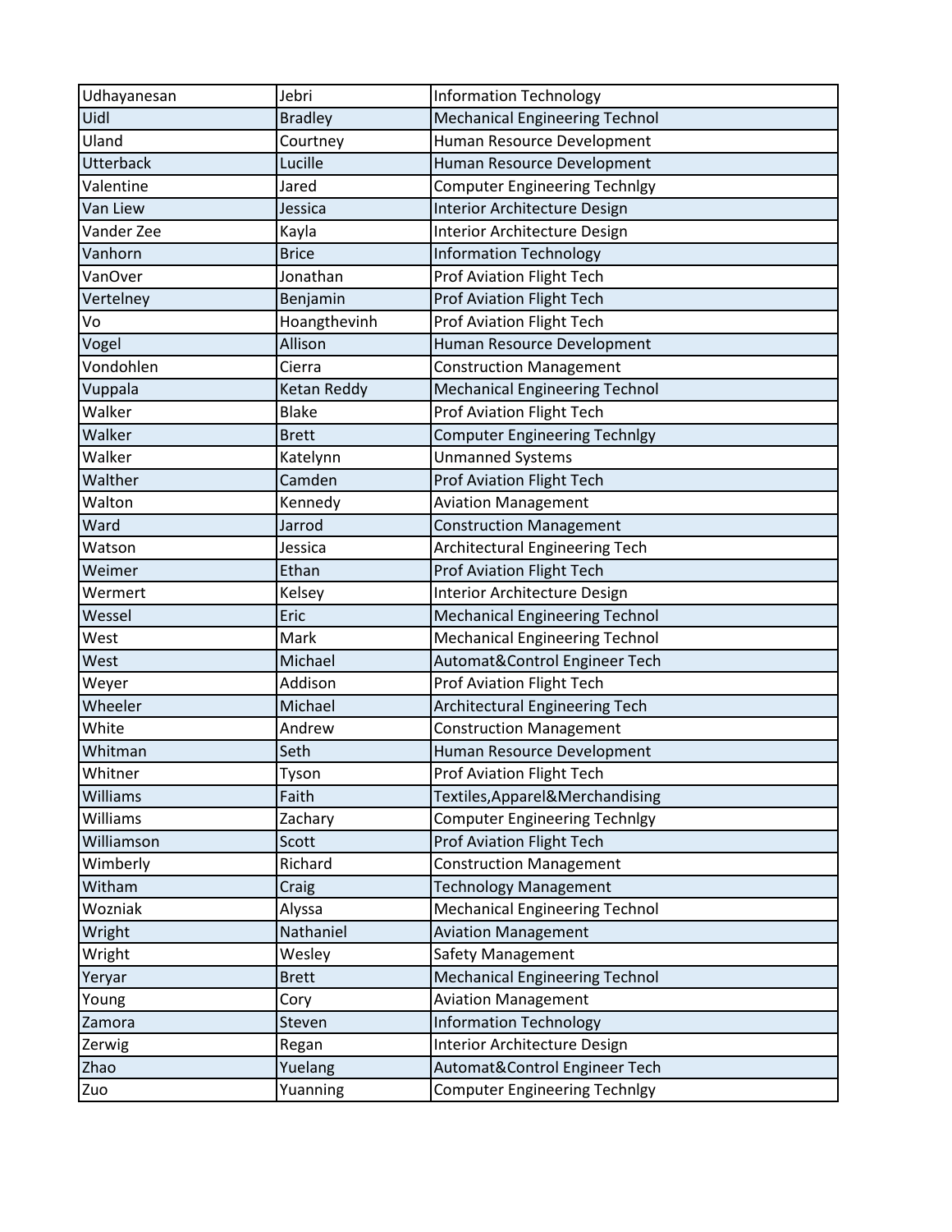| | | |
|---|---|---|
| Udhayanesan | Jebri | Information Technology |
| Uidl | Bradley | Mechanical Engineering Technol |
| Uland | Courtney | Human Resource Development |
| Utterback | Lucille | Human Resource Development |
| Valentine | Jared | Computer Engineering Technlgy |
| Van Liew | Jessica | Interior Architecture Design |
| Vander Zee | Kayla | Interior Architecture Design |
| Vanhorn | Brice | Information Technology |
| VanOver | Jonathan | Prof Aviation Flight Tech |
| Vertelney | Benjamin | Prof Aviation Flight Tech |
| Vo | Hoangthevinh | Prof Aviation Flight Tech |
| Vogel | Allison | Human Resource Development |
| Vondohlen | Cierra | Construction Management |
| Vuppala | Ketan Reddy | Mechanical Engineering Technol |
| Walker | Blake | Prof Aviation Flight Tech |
| Walker | Brett | Computer Engineering Technlgy |
| Walker | Katelynn | Unmanned Systems |
| Walther | Camden | Prof Aviation Flight Tech |
| Walton | Kennedy | Aviation Management |
| Ward | Jarrod | Construction Management |
| Watson | Jessica | Architectural Engineering Tech |
| Weimer | Ethan | Prof Aviation Flight Tech |
| Wermert | Kelsey | Interior Architecture Design |
| Wessel | Eric | Mechanical Engineering Technol |
| West | Mark | Mechanical Engineering Technol |
| West | Michael | Automat&Control Engineer Tech |
| Weyer | Addison | Prof Aviation Flight Tech |
| Wheeler | Michael | Architectural Engineering Tech |
| White | Andrew | Construction Management |
| Whitman | Seth | Human Resource Development |
| Whitner | Tyson | Prof Aviation Flight Tech |
| Williams | Faith | Textiles,Apparel&Merchandising |
| Williams | Zachary | Computer Engineering Technlgy |
| Williamson | Scott | Prof Aviation Flight Tech |
| Wimberly | Richard | Construction Management |
| Witham | Craig | Technology Management |
| Wozniak | Alyssa | Mechanical Engineering Technol |
| Wright | Nathaniel | Aviation Management |
| Wright | Wesley | Safety Management |
| Yeryar | Brett | Mechanical Engineering Technol |
| Young | Cory | Aviation Management |
| Zamora | Steven | Information Technology |
| Zerwig | Regan | Interior Architecture Design |
| Zhao | Yuelang | Automat&Control Engineer Tech |
| Zuo | Yuanning | Computer Engineering Technlgy |